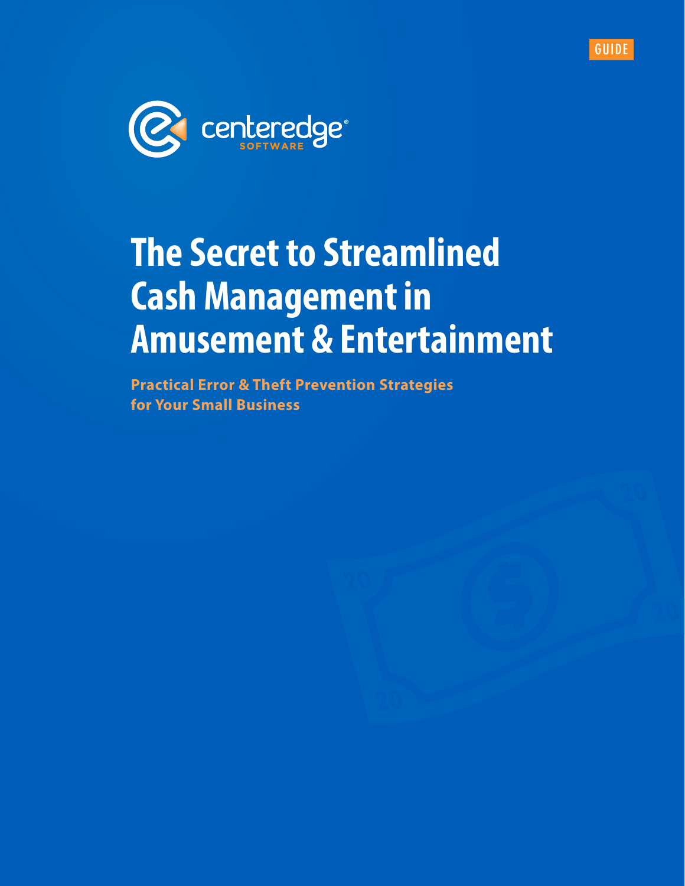GUIDE

centeredge SOFTWARE

# The Secret to Streamlined Cash Management in Amusement & Entertainment

**Practical Error & Theft Prevention Strategies for Your Small Business**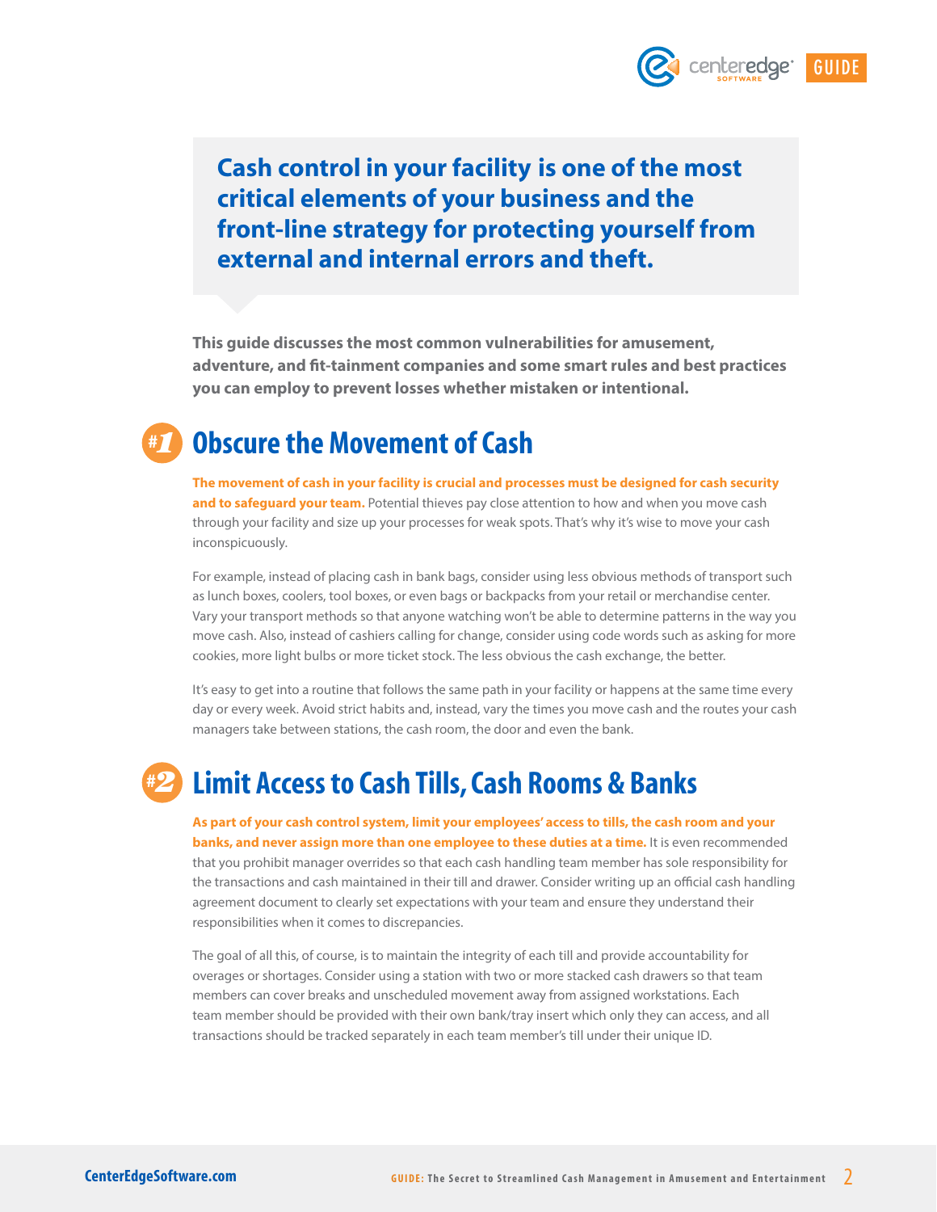**Cash control in your facility is one of the most critical elements of your business and the front-line strategy for protecting yourself from external and internal errors and theft.**

**This guide discusses the most common vulnerabilities for amusement, adventure, and fit-tainment companies and some smart rules and best practices you can employ to prevent losses whether mistaken or intentional.**

## #1 Obscure the Movement of Cash

**The movement of cash in your facility is crucial and processes must be designed for cash security and to safeguard your team.** Potential thieves pay close attention to how and when you move cash through your facility and size up your processes for weak spots. That's why it's wise to move your cash inconspicuously.

For example, instead of placing cash in bank bags, consider using less obvious methods of transport such as lunch boxes, coolers, tool boxes, or even bags or backpacks from your retail or merchandise center. Vary your transport methods so that anyone watching won't be able to determine patterns in the way you move cash. Also, instead of cashiers calling for change, consider using code words such as asking for more cookies, more light bulbs or more ticket stock. The less obvious the cash exchange, the better.

It's easy to get into a routine that follows the same path in your facility or happens at the same time every day or every week. Avoid strict habits and, instead, vary the times you move cash and the routes your cash managers take between stations, the cash room, the door and even the bank.

## #2 Limit Access to Cash Tills, Cash Rooms & Banks

**As part of your cash control system, limit your employees' access to tills, the cash room and your banks, and never assign more than one employee to these duties at a time.** It is even recommended that you prohibit manager overrides so that each cash handling team member has sole responsibility for the transactions and cash maintained in their till and drawer. Consider writing up an official cash handling agreement document to clearly set expectations with your team and ensure they understand their responsibilities when it comes to discrepancies.

The goal of all this, of course, is to maintain the integrity of each till and provide accountability for overages or shortages. Consider using a station with two or more stacked cash drawers so that team members can cover breaks and unscheduled movement away from assigned workstations. Each team member should be provided with their own bank/tray insert which only they can access, and all transactions should be tracked separately in each team member's till under their unique ID.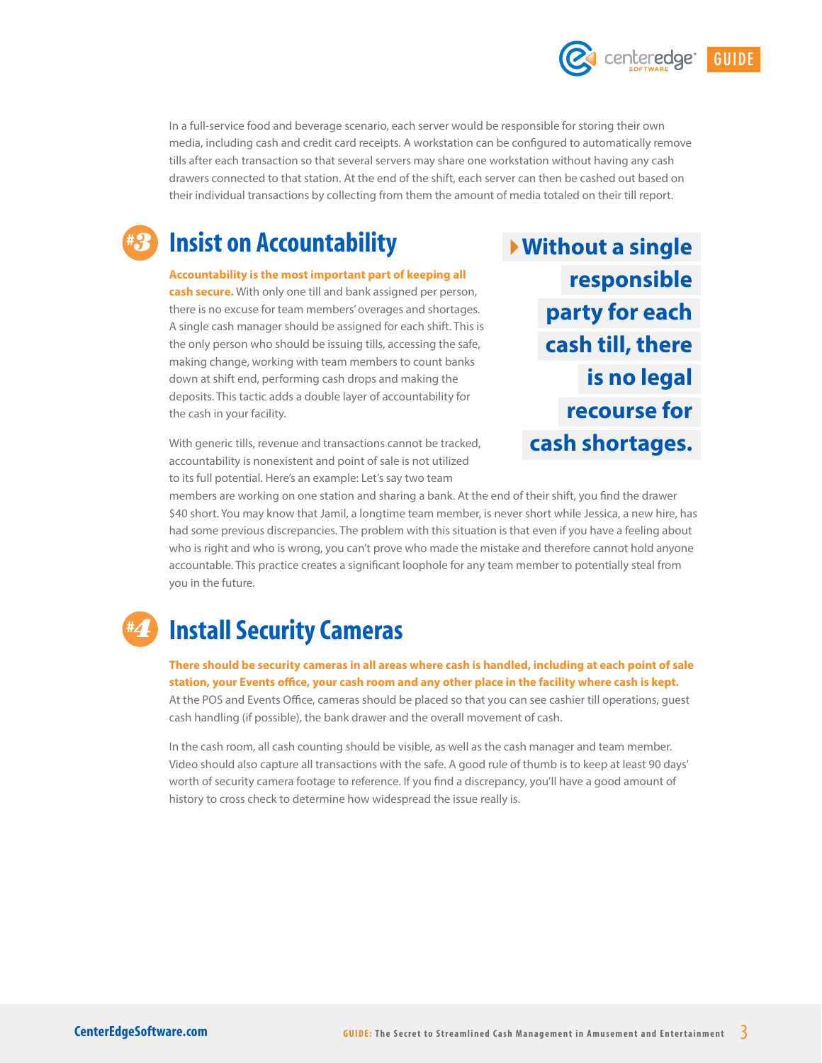In a full-service food and beverage scenario, each server would be responsible for storing their own media, including cash and credit card receipts. A workstation can be configured to automatically remove tills after each transaction so that several servers may share one workstation without having any cash drawers connected to that station. At the end of the shift, each server can then be cashed out based on their individual transactions by collecting from them the amount of media totaled on their till report.

## #3 Insist on Accountability

**Accountability is the most important part of keeping all cash secure.** With only one till and bank assigned per person, there is no excuse for team members' overages and shortages. A single cash manager should be assigned for each shift. This is the only person who should be issuing tills, accessing the safe, making change, working with team members to count banks down at shift end, performing cash drops and making the deposits. This tactic adds a double layer of accountability for the cash in your facility.

> **Without a single responsible party for each cash till, there is no legal recourse for cash shortages.**

With generic tills, revenue and transactions cannot be tracked, accountability is nonexistent and point of sale is not utilized to its full potential. Here's an example: Let's say two team members are working on one station and sharing a bank. At the end of their shift, you find the drawer $40 short. You may know that Jamil, a longtime team member, is never short while Jessica, a new hire, has had some previous discrepancies. The problem with this situation is that even if you have a feeling about who is right and who is wrong, you can't prove who made the mistake and therefore cannot hold anyone accountable. This practice creates a significant loophole for any team member to potentially steal from you in the future.

## #4 Install Security Cameras

**There should be security cameras in all areas where cash is handled, including at each point of sale station, your Events office, your cash room and any other place in the facility where cash is kept.** At the POS and Events Office, cameras should be placed so that you can see cashier till operations, guest cash handling (if possible), the bank drawer and the overall movement of cash.

In the cash room, all cash counting should be visible, as well as the cash manager and team member. Video should also capture all transactions with the safe. A good rule of thumb is to keep at least 90 days' worth of security camera footage to reference. If you find a discrepancy, you'll have a good amount of history to cross check to determine how widespread the issue really is.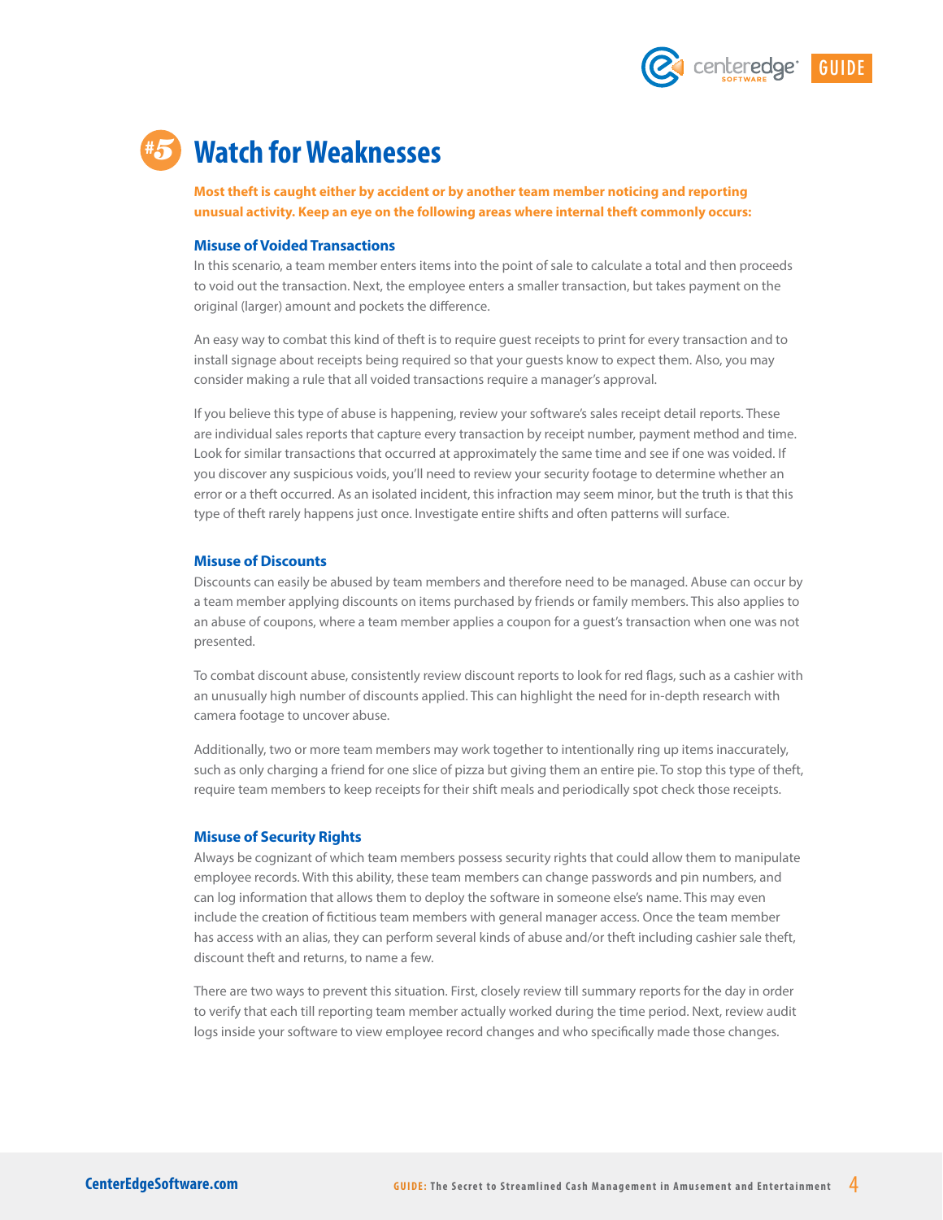# #5 Watch for Weaknesses

**Most theft is caught either by accident or by another team member noticing and reporting unusual activity. Keep an eye on the following areas where internal theft commonly occurs:**

### Misuse of Voided Transactions

In this scenario, a team member enters items into the point of sale to calculate a total and then proceeds to void out the transaction. Next, the employee enters a smaller transaction, but takes payment on the original (larger) amount and pockets the difference.

An easy way to combat this kind of theft is to require guest receipts to print for every transaction and to install signage about receipts being required so that your guests know to expect them. Also, you may consider making a rule that all voided transactions require a manager's approval.

If you believe this type of abuse is happening, review your software's sales receipt detail reports. These are individual sales reports that capture every transaction by receipt number, payment method and time. Look for similar transactions that occurred at approximately the same time and see if one was voided. If you discover any suspicious voids, you'll need to review your security footage to determine whether an error or a theft occurred. As an isolated incident, this infraction may seem minor, but the truth is that this type of theft rarely happens just once. Investigate entire shifts and often patterns will surface.

### Misuse of Discounts

Discounts can easily be abused by team members and therefore need to be managed. Abuse can occur by a team member applying discounts on items purchased by friends or family members. This also applies to an abuse of coupons, where a team member applies a coupon for a guest's transaction when one was not presented.

To combat discount abuse, consistently review discount reports to look for red flags, such as a cashier with an unusually high number of discounts applied. This can highlight the need for in-depth research with camera footage to uncover abuse.

Additionally, two or more team members may work together to intentionally ring up items inaccurately, such as only charging a friend for one slice of pizza but giving them an entire pie. To stop this type of theft, require team members to keep receipts for their shift meals and periodically spot check those receipts.

### Misuse of Security Rights

Always be cognizant of which team members possess security rights that could allow them to manipulate employee records. With this ability, these team members can change passwords and pin numbers, and can log information that allows them to deploy the software in someone else's name. This may even include the creation of fictitious team members with general manager access. Once the team member has access with an alias, they can perform several kinds of abuse and/or theft including cashier sale theft, discount theft and returns, to name a few.

There are two ways to prevent this situation. First, closely review till summary reports for the day in order to verify that each till reporting team member actually worked during the time period. Next, review audit logs inside your software to view employee record changes and who specifically made those changes.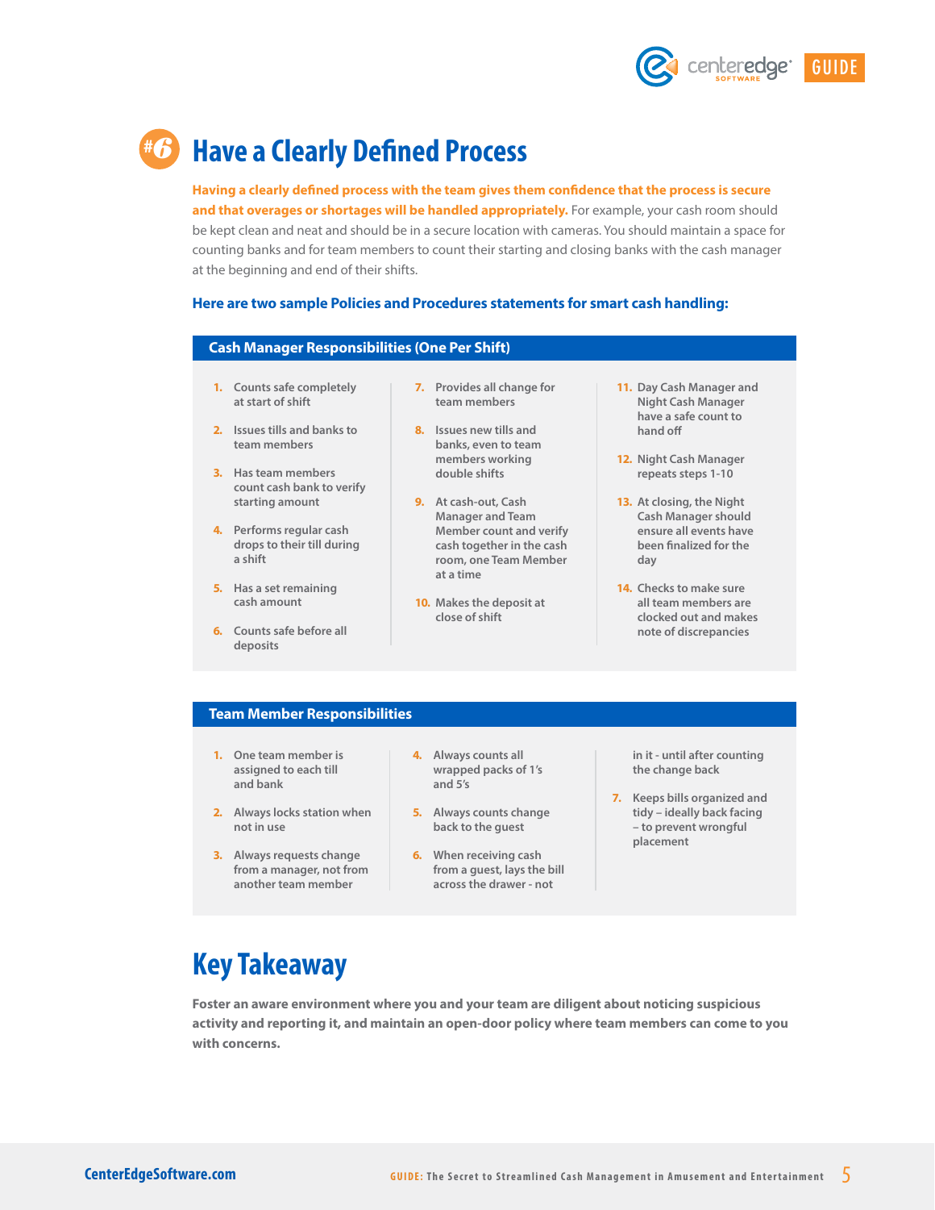# #6 Have a Clearly Defined Process

**Having a clearly defined process with the team gives them confidence that the process is secure and that overages or shortages will be handled appropriately.** For example, your cash room should be kept clean and neat and should be in a secure location with cameras. You should maintain a space for counting banks and for team members to count their starting and closing banks with the cash manager at the beginning and end of their shifts.

**Here are two sample Policies and Procedures statements for smart cash handling:**

### Cash Manager Responsibilities (One Per Shift)

1. Counts safe completely at start of shift
2. Issues tills and banks to team members
3. Has team members count cash bank to verify starting amount
4. Performs regular cash drops to their till during a shift
5. Has a set remaining cash amount
6. Counts safe before all deposits
7. Provides all change for team members
8. Issues new tills and banks, even to team members working double shifts
9. At cash-out, Cash Manager and Team Member count and verify cash together in the cash room, one Team Member at a time
10. Makes the deposit at close of shift
11. Day Cash Manager and Night Cash Manager have a safe count to hand off
12. Night Cash Manager repeats steps 1-10
13. At closing, the Night Cash Manager should ensure all events have been finalized for the day
14. Checks to make sure all team members are clocked out and makes note of discrepancies

### Team Member Responsibilities

1. One team member is assigned to each till and bank
2. Always locks station when not in use
3. Always requests change from a manager, not from another team member
4. Always counts all wrapped packs of 1's and 5's
5. Always counts change back to the guest
6. When receiving cash from a guest, lays the bill across the drawer - not in it - until after counting the change back
7. Keeps bills organized and tidy – ideally back facing – to prevent wrongful placement

## Key Takeaway

**Foster an aware environment where you and your team are diligent about noticing suspicious activity and reporting it, and maintain an open-door policy where team members can come to you with concerns.**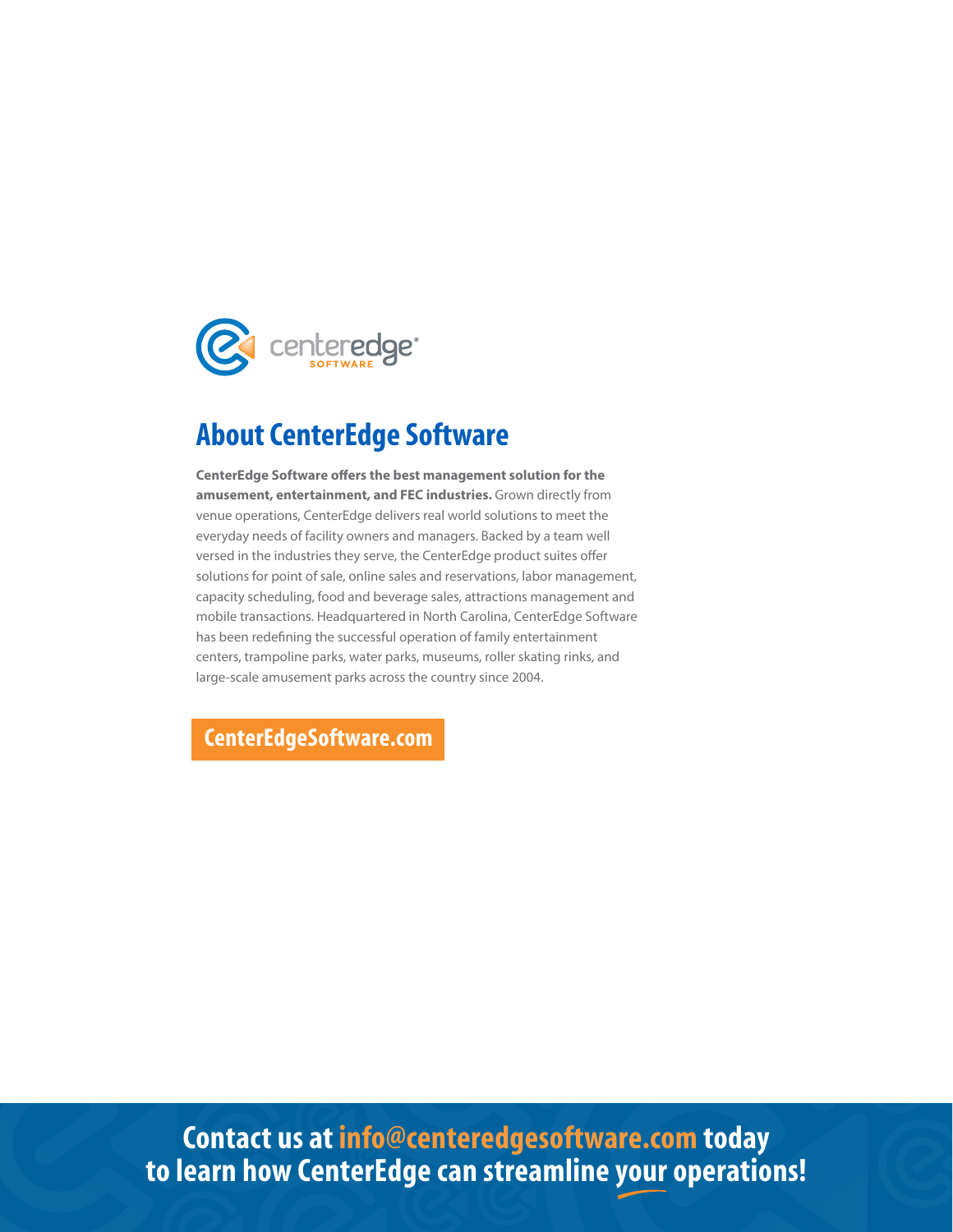## About CenterEdge Software

**CenterEdge Software offers the best management solution for the amusement, entertainment, and FEC industries.** Grown directly from venue operations, CenterEdge delivers real world solutions to meet the everyday needs of facility owners and managers. Backed by a team well versed in the industries they serve, the CenterEdge product suites offer solutions for point of sale, online sales and reservations, labor management, capacity scheduling, food and beverage sales, attractions management and mobile transactions. Headquartered in North Carolina, CenterEdge Software has been redefining the successful operation of family entertainment centers, trampoline parks, water parks, museums, roller skating rinks, and large-scale amusement parks across the country since 2004.

**CenterEdgeSoftware.com**

**Contact us at info@centeredgesoftware.com today to learn how CenterEdge can streamline your operations!**